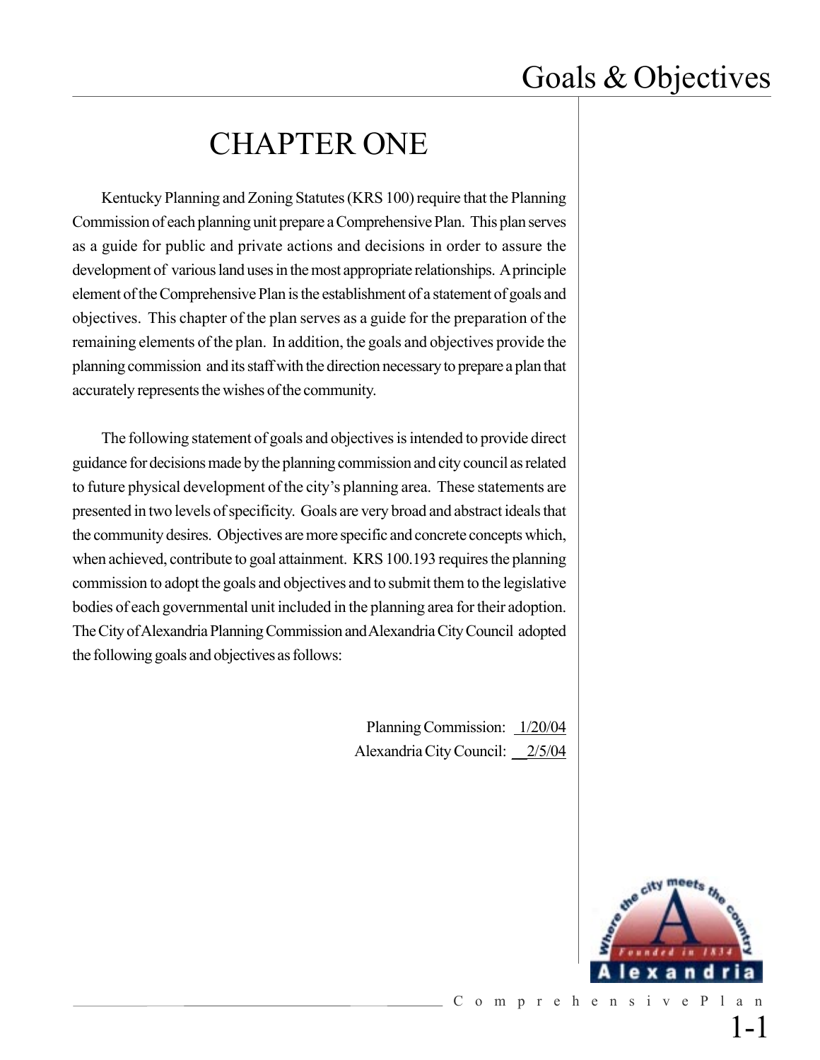# CHAPTER ONE

Kentucky Planning and Zoning Statutes (KRS 100) require that the Planning Commission of each planning unit prepare a Comprehensive Plan. This plan serves as a guide for public and private actions and decisions in order to assure the development of various land uses in the most appropriate relationships. A principle element of the Comprehensive Plan is the establishment of a statement of goals and objectives. This chapter of the plan serves as a guide for the preparation of the remaining elements of the plan. In addition, the goals and objectives provide the planning commission and its staff with the direction necessary to prepare a plan that accurately represents the wishes of the community.

The following statement of goals and objectives is intended to provide direct guidance for decisions made by the planning commission and city council as related to future physical development of the city's planning area. These statements are presented in two levels of specificity. Goals are very broad and abstract ideals that the community desires. Objectives are more specific and concrete concepts which, when achieved, contribute to goal attainment. KRS 100.193 requires the planning commission to adopt the goals and objectives and to submit them to the legislative bodies of each governmental unit included in the planning area for their adoption. The City of Alexandria Planning Commission and Alexandria City Council adopted the following goals and objectives as follows:

Planning Commission: 1/20/04
Alexandria City Council: 2/5/04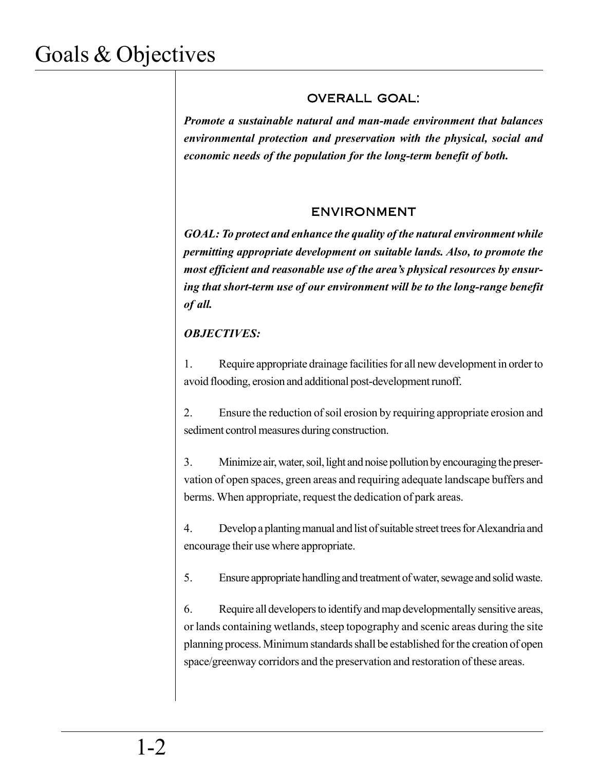# Goals & Objectives

## OVERALL GOAL:

***Promote a sustainable natural and man-made environment that balances environmental protection and preservation with the physical, social and economic needs of the population for the long-term benefit of both.***

## ENVIRONMENT

***GOAL: To protect and enhance the quality of the natural environment while permitting appropriate development on suitable lands. Also, to promote the most efficient and reasonable use of the area's physical resources by ensuring that short-term use of our environment will be to the long-range benefit of all.***

***OBJECTIVES:***

1. Require appropriate drainage facilities for all new development in order to avoid flooding, erosion and additional post-development runoff.

2. Ensure the reduction of soil erosion by requiring appropriate erosion and sediment control measures during construction.

3. Minimize air, water, soil, light and noise pollution by encouraging the preservation of open spaces, green areas and requiring adequate landscape buffers and berms. When appropriate, request the dedication of park areas.

4. Develop a planting manual and list of suitable street trees for Alexandria and encourage their use where appropriate.

5. Ensure appropriate handling and treatment of water, sewage and solid waste.

6. Require all developers to identify and map developmentally sensitive areas, or lands containing wetlands, steep topography and scenic areas during the site planning process. Minimum standards shall be established for the creation of open space/greenway corridors and the preservation and restoration of these areas.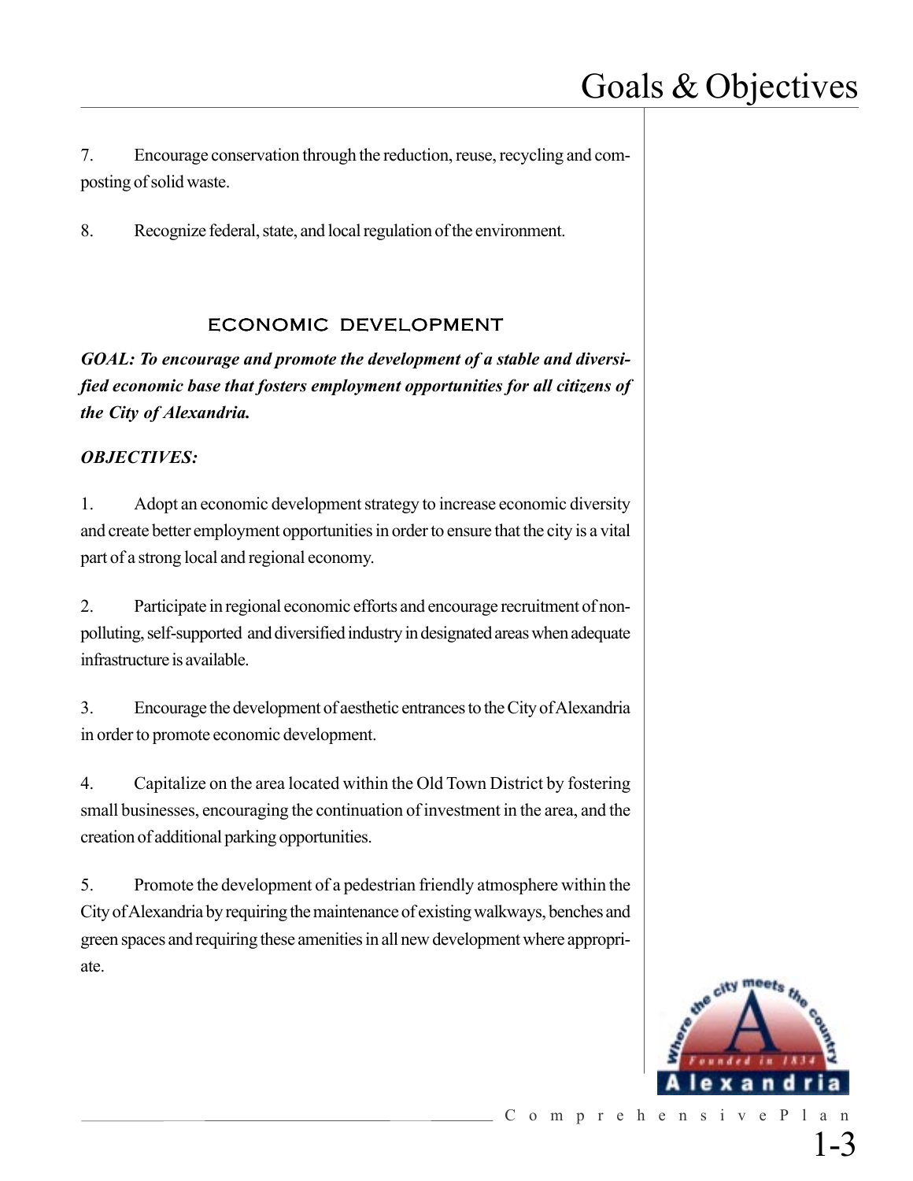7. Encourage conservation through the reduction, reuse, recycling and composting of solid waste.

8. Recognize federal, state, and local regulation of the environment.

## ECONOMIC DEVELOPMENT

***GOAL: To encourage and promote the development of a stable and diversified economic base that fosters employment opportunities for all citizens of the City of Alexandria.***

***OBJECTIVES:***

1. Adopt an economic development strategy to increase economic diversity and create better employment opportunities in order to ensure that the city is a vital part of a strong local and regional economy.

2. Participate in regional economic efforts and encourage recruitment of non-polluting, self-supported and diversified industry in designated areas when adequate infrastructure is available.

3. Encourage the development of aesthetic entrances to the City of Alexandria in order to promote economic development.

4. Capitalize on the area located within the Old Town District by fostering small businesses, encouraging the continuation of investment in the area, and the creation of additional parking opportunities.

5. Promote the development of a pedestrian friendly atmosphere within the City of Alexandria by requiring the maintenance of existing walkways, benches and green spaces and requiring these amenities in all new development where appropriate.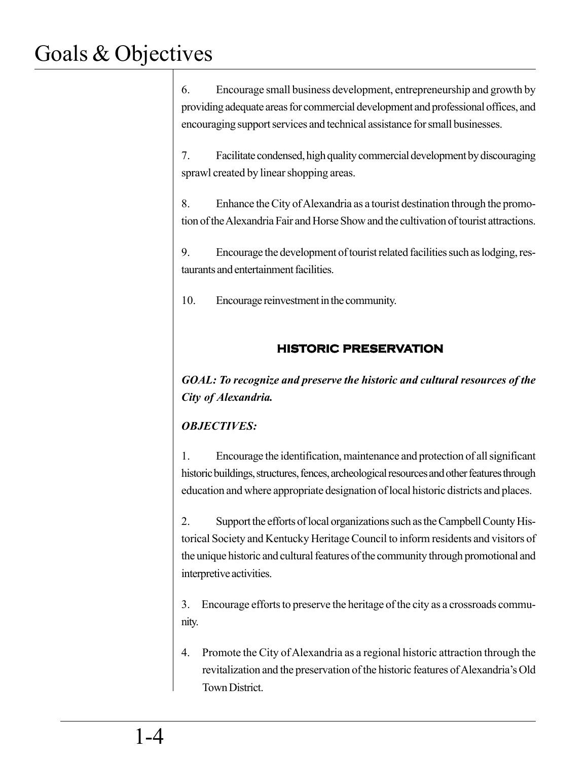6. Encourage small business development, entrepreneurship and growth by providing adequate areas for commercial development and professional offices, and encouraging support services and technical assistance for small businesses.

7. Facilitate condensed, high quality commercial development by discouraging sprawl created by linear shopping areas.

8. Enhance the City of Alexandria as a tourist destination through the promotion of the Alexandria Fair and Horse Show and the cultivation of tourist attractions.

9. Encourage the development of tourist related facilities such as lodging, restaurants and entertainment facilities.

10. Encourage reinvestment in the community.

## HISTORIC PRESERVATION

***GOAL: To recognize and preserve the historic and cultural resources of the City of Alexandria.***

***OBJECTIVES:***

1. Encourage the identification, maintenance and protection of all significant historic buildings, structures, fences, archeological resources and other features through education and where appropriate designation of local historic districts and places.

2. Support the efforts of local organizations such as the Campbell County Historical Society and Kentucky Heritage Council to inform residents and visitors of the unique historic and cultural features of the community through promotional and interpretive activities.

3. Encourage efforts to preserve the heritage of the city as a crossroads community.

4. Promote the City of Alexandria as a regional historic attraction through the revitalization and the preservation of the historic features of Alexandria's Old Town District.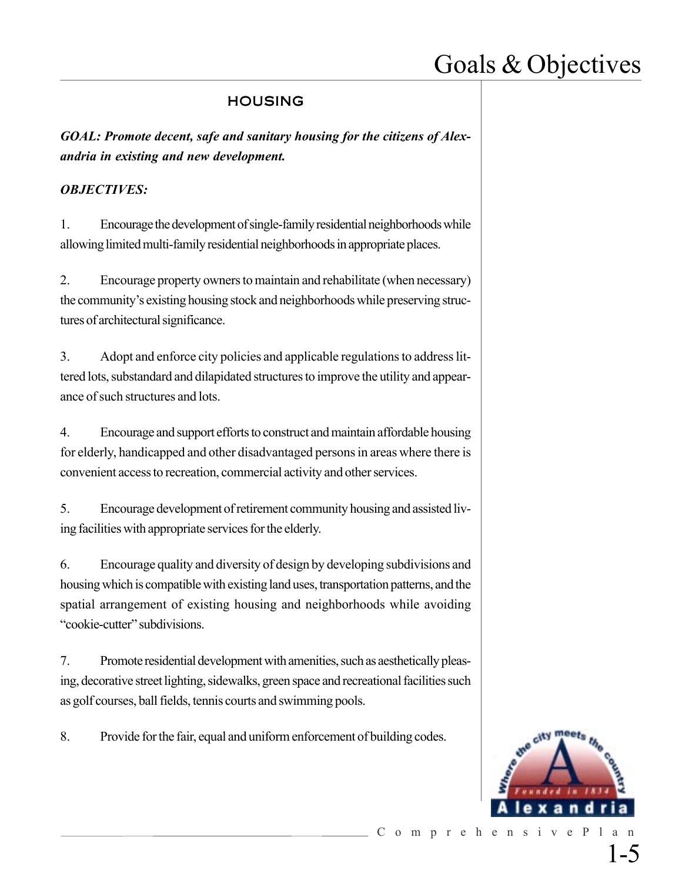## HOUSING

***GOAL: Promote decent, safe and sanitary housing for the citizens of Alexandria in existing and new development.***

***OBJECTIVES:***

1. Encourage the development of single-family residential neighborhoods while allowing limited multi-family residential neighborhoods in appropriate places.

2. Encourage property owners to maintain and rehabilitate (when necessary) the community's existing housing stock and neighborhoods while preserving structures of architectural significance.

3. Adopt and enforce city policies and applicable regulations to address littered lots, substandard and dilapidated structures to improve the utility and appearance of such structures and lots.

4. Encourage and support efforts to construct and maintain affordable housing for elderly, handicapped and other disadvantaged persons in areas where there is convenient access to recreation, commercial activity and other services.

5. Encourage development of retirement community housing and assisted living facilities with appropriate services for the elderly.

6. Encourage quality and diversity of design by developing subdivisions and housing which is compatible with existing land uses, transportation patterns, and the spatial arrangement of existing housing and neighborhoods while avoiding "cookie-cutter" subdivisions.

7. Promote residential development with amenities, such as aesthetically pleasing, decorative street lighting, sidewalks, green space and recreational facilities such as golf courses, ball fields, tennis courts and swimming pools.

8. Provide for the fair, equal and uniform enforcement of building codes.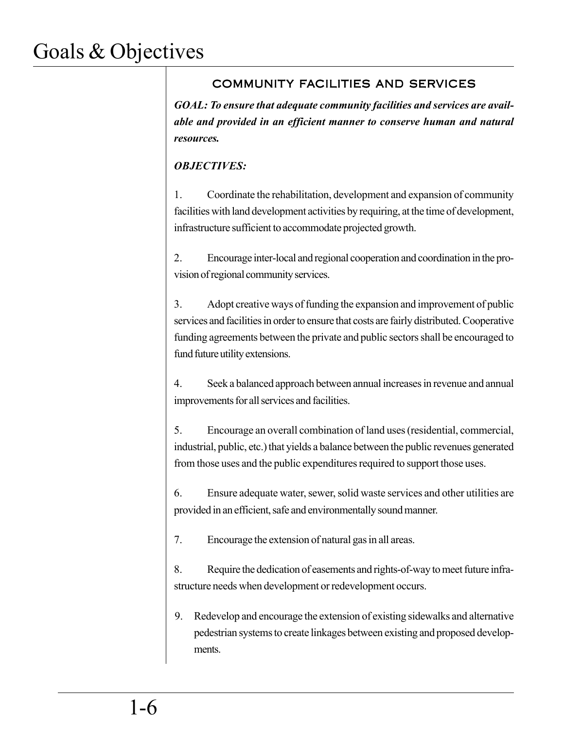## COMMUNITY FACILITIES AND SERVICES

***GOAL: To ensure that adequate community facilities and services are available and provided in an efficient manner to conserve human and natural resources.***

***OBJECTIVES:***

1. Coordinate the rehabilitation, development and expansion of community facilities with land development activities by requiring, at the time of development, infrastructure sufficient to accommodate projected growth.

2. Encourage inter-local and regional cooperation and coordination in the provision of regional community services.

3. Adopt creative ways of funding the expansion and improvement of public services and facilities in order to ensure that costs are fairly distributed. Cooperative funding agreements between the private and public sectors shall be encouraged to fund future utility extensions.

4. Seek a balanced approach between annual increases in revenue and annual improvements for all services and facilities.

5. Encourage an overall combination of land uses (residential, commercial, industrial, public, etc.) that yields a balance between the public revenues generated from those uses and the public expenditures required to support those uses.

6. Ensure adequate water, sewer, solid waste services and other utilities are provided in an efficient, safe and environmentally sound manner.

7. Encourage the extension of natural gas in all areas.

8. Require the dedication of easements and rights-of-way to meet future infrastructure needs when development or redevelopment occurs.

9. Redevelop and encourage the extension of existing sidewalks and alternative pedestrian systems to create linkages between existing and proposed developments.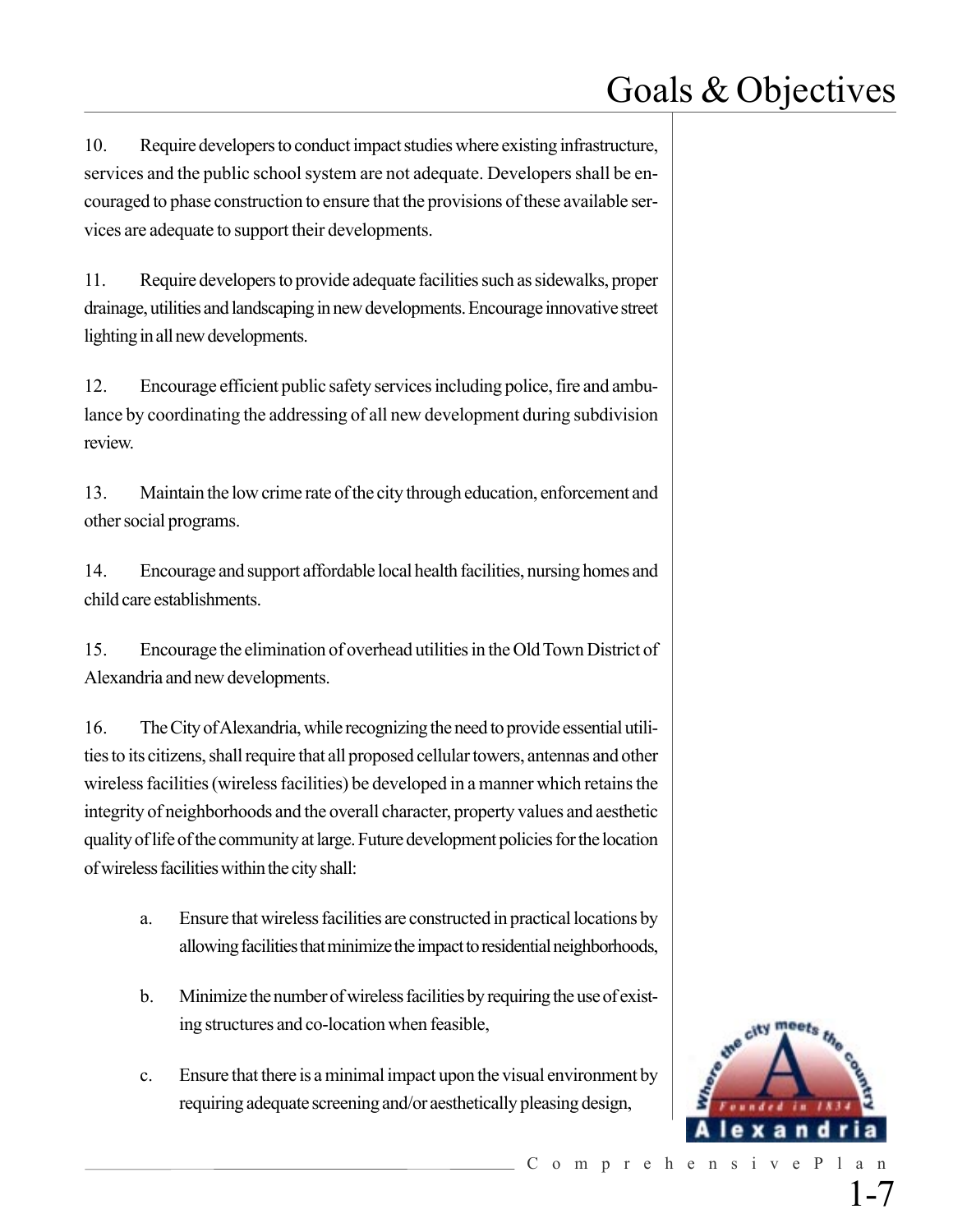10. Require developers to conduct impact studies where existing infrastructure, services and the public school system are not adequate. Developers shall be encouraged to phase construction to ensure that the provisions of these available services are adequate to support their developments.

11. Require developers to provide adequate facilities such as sidewalks, proper drainage, utilities and landscaping in new developments. Encourage innovative street lighting in all new developments.

12. Encourage efficient public safety services including police, fire and ambulance by coordinating the addressing of all new development during subdivision review.

13. Maintain the low crime rate of the city through education, enforcement and other social programs.

14. Encourage and support affordable local health facilities, nursing homes and child care establishments.

15. Encourage the elimination of overhead utilities in the Old Town District of Alexandria and new developments.

16. The City of Alexandria, while recognizing the need to provide essential utilities to its citizens, shall require that all proposed cellular towers, antennas and other wireless facilities (wireless facilities) be developed in a manner which retains the integrity of neighborhoods and the overall character, property values and aesthetic quality of life of the community at large. Future development policies for the location of wireless facilities within the city shall:

    a. Ensure that wireless facilities are constructed in practical locations by allowing facilities that minimize the impact to residential neighborhoods,

    b. Minimize the number of wireless facilities by requiring the use of existing structures and co-location when feasible,

    c. Ensure that there is a minimal impact upon the visual environment by requiring adequate screening and/or aesthetically pleasing design,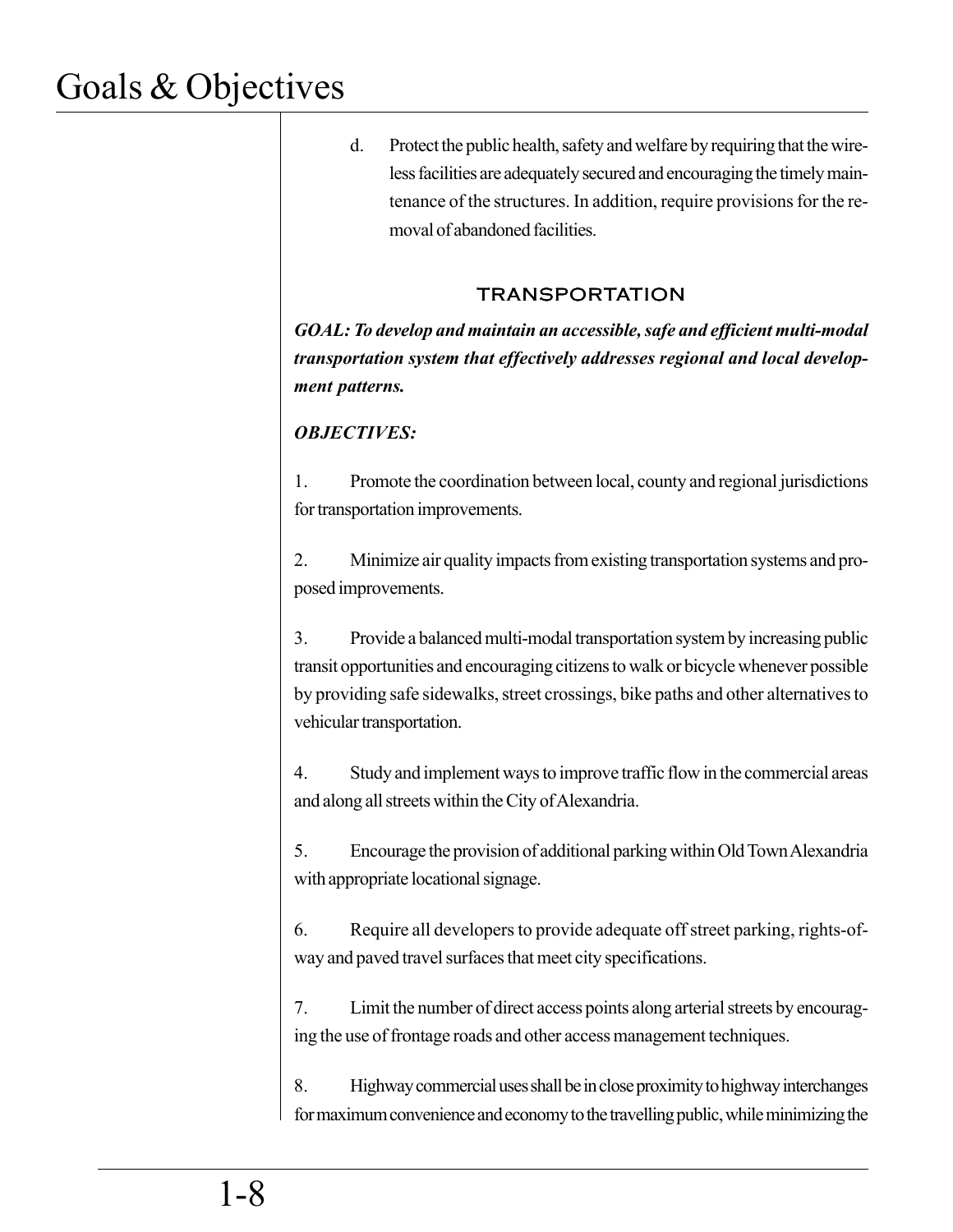d. Protect the public health, safety and welfare by requiring that the wireless facilities are adequately secured and encouraging the timely maintenance of the structures. In addition, require provisions for the removal of abandoned facilities.

## TRANSPORTATION

***GOAL: To develop and maintain an accessible, safe and efficient multi-modal transportation system that effectively addresses regional and local development patterns.***

***OBJECTIVES:***

1. Promote the coordination between local, county and regional jurisdictions for transportation improvements.

2. Minimize air quality impacts from existing transportation systems and proposed improvements.

3. Provide a balanced multi-modal transportation system by increasing public transit opportunities and encouraging citizens to walk or bicycle whenever possible by providing safe sidewalks, street crossings, bike paths and other alternatives to vehicular transportation.

4. Study and implement ways to improve traffic flow in the commercial areas and along all streets within the City of Alexandria.

5. Encourage the provision of additional parking within Old Town Alexandria with appropriate locational signage.

6. Require all developers to provide adequate off street parking, rights-of-way and paved travel surfaces that meet city specifications.

7. Limit the number of direct access points along arterial streets by encouraging the use of frontage roads and other access management techniques.

8. Highway commercial uses shall be in close proximity to highway interchanges for maximum convenience and economy to the travelling public, while minimizing the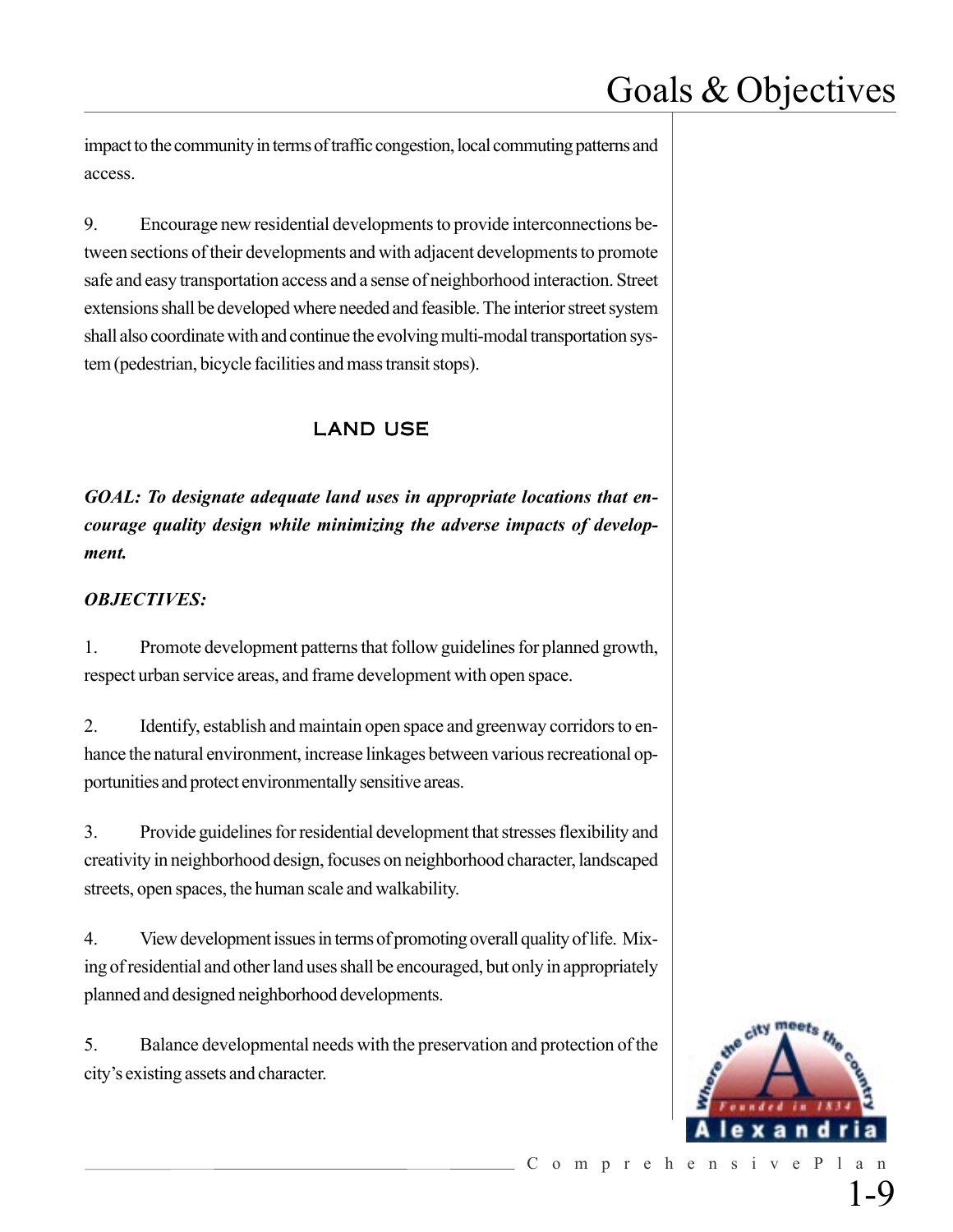impact to the community in terms of traffic congestion, local commuting patterns and access.

9. Encourage new residential developments to provide interconnections between sections of their developments and with adjacent developments to promote safe and easy transportation access and a sense of neighborhood interaction. Street extensions shall be developed where needed and feasible. The interior street system shall also coordinate with and continue the evolving multi-modal transportation system (pedestrian, bicycle facilities and mass transit stops).

## LAND USE

***GOAL: To designate adequate land uses in appropriate locations that encourage quality design while minimizing the adverse impacts of development.***

***OBJECTIVES:***

1. Promote development patterns that follow guidelines for planned growth, respect urban service areas, and frame development with open space.

2. Identify, establish and maintain open space and greenway corridors to enhance the natural environment, increase linkages between various recreational opportunities and protect environmentally sensitive areas.

3. Provide guidelines for residential development that stresses flexibility and creativity in neighborhood design, focuses on neighborhood character, landscaped streets, open spaces, the human scale and walkability.

4. View development issues in terms of promoting overall quality of life. Mixing of residential and other land uses shall be encouraged, but only in appropriately planned and designed neighborhood developments.

5. Balance developmental needs with the preservation and protection of the city's existing assets and character.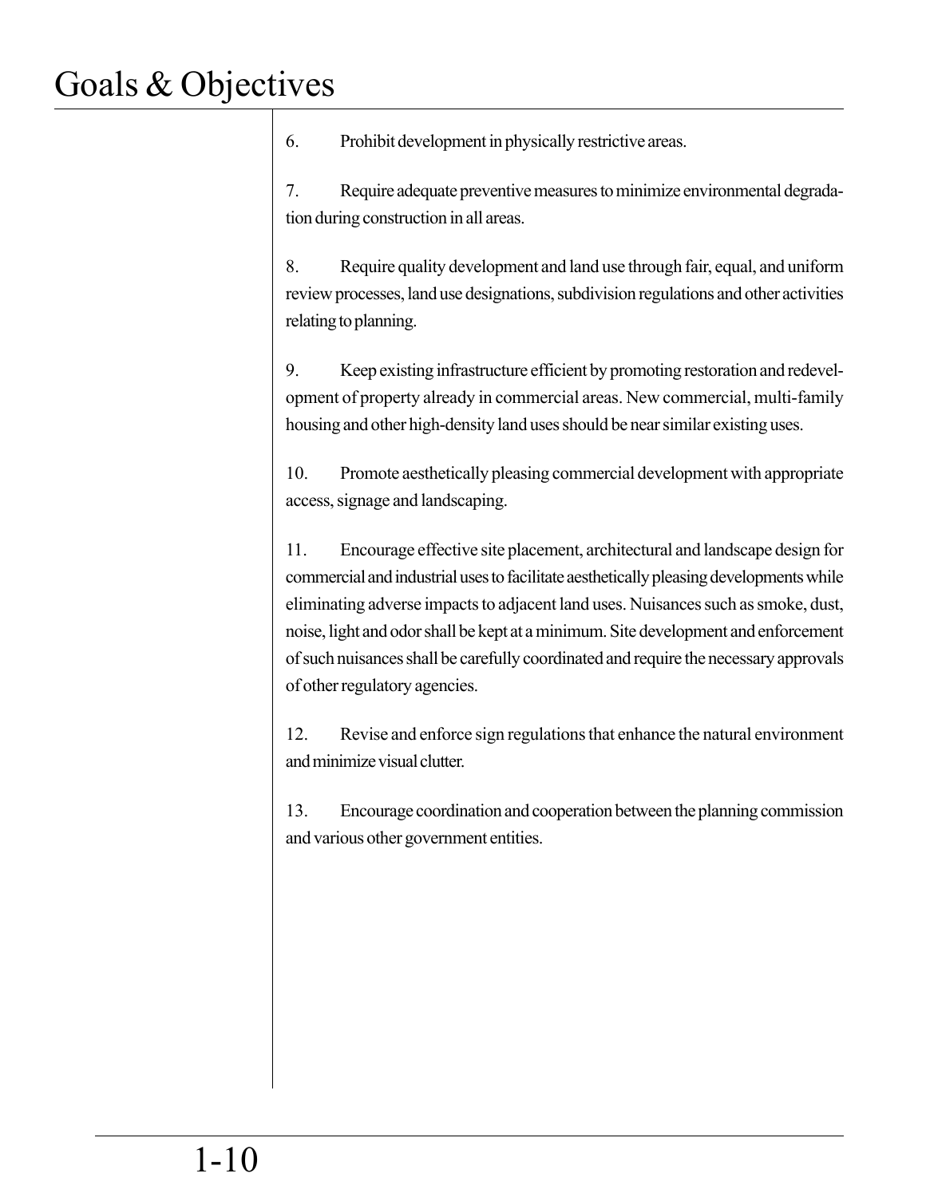6. Prohibit development in physically restrictive areas.

7. Require adequate preventive measures to minimize environmental degradation during construction in all areas.

8. Require quality development and land use through fair, equal, and uniform review processes, land use designations, subdivision regulations and other activities relating to planning.

9. Keep existing infrastructure efficient by promoting restoration and redevelopment of property already in commercial areas. New commercial, multi-family housing and other high-density land uses should be near similar existing uses.

10. Promote aesthetically pleasing commercial development with appropriate access, signage and landscaping.

11. Encourage effective site placement, architectural and landscape design for commercial and industrial uses to facilitate aesthetically pleasing developments while eliminating adverse impacts to adjacent land uses. Nuisances such as smoke, dust, noise, light and odor shall be kept at a minimum. Site development and enforcement of such nuisances shall be carefully coordinated and require the necessary approvals of other regulatory agencies.

12. Revise and enforce sign regulations that enhance the natural environment and minimize visual clutter.

13. Encourage coordination and cooperation between the planning commission and various other government entities.